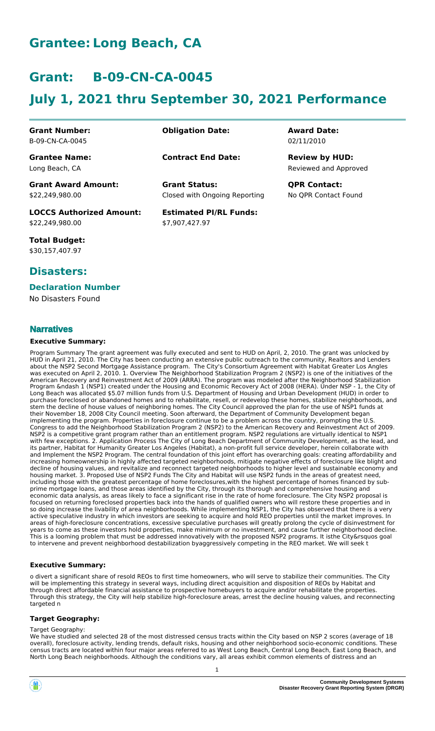# Grantee: Long Beach, CA

# Grant: B-09-CN-CA-0045

# July 1, 2021 thru September 30, 2021 Performance

| | | |
|---|---|---|
| **Grant Number:**<br>B-09-CN-CA-0045 | **Obligation Date:** | **Award Date:**<br>02/11/2010 |
| **Grantee Name:**<br>Long Beach, CA | **Contract End Date:** | **Review by HUD:**<br>Reviewed and Approved |
| **Grant Award Amount:**<br>$22,249,980.00 | **Grant Status:**<br>Closed with Ongoing Reporting | **QPR Contact:**<br>No QPR Contact Found |
| **LOCCS Authorized Amount:**<br>$22,249,980.00 | **Estimated PI/RL Funds:**<br>$7,907,427.97 | |
| **Total Budget:**<br>$30,157,407.97 | | |

## Disasters:

### Declaration Number

No Disasters Found

### Narratives

#### Executive Summary:

Program Summary The grant agreement was fully executed and sent to HUD on April, 2, 2010. The grant was unlocked by HUD in April 21, 2010. The City has been conducting an extensive public outreach to the community, Realtors and Lenders about the NSP2 Second Mortgage Assistance program. The City's Consortium Agreement with Habitat Greater Los Angles was executed on April 2, 2010. 1. Overview The Neighborhood Stabilization Program 2 (NSP2) is one of the initiatives of the American Recovery and Reinvestment Act of 2009 (ARRA). The program was modeled after the Neighborhood Stabilization Program &ndash 1 (NSP1) created under the Housing and Economic Recovery Act of 2008 (HERA). Under NSP - 1, the City of Long Beach was allocated $5.07 million funds from U.S. Department of Housing and Urban Development (HUD) in order to purchase foreclosed or abandoned homes and to rehabilitate, resell, or redevelop these homes, stabilize neighborhoods, and stem the decline of house values of neighboring homes. The City Council approved the plan for the use of NSP1 funds at their November 18, 2008 City Council meeting. Soon afterward, the Department of Community Development began implementing the program. Properties in foreclosure continue to be a problem across the country, prompting the U.S. Congress to add the Neighborhood Stabilization Program 2 (NSP2) to the American Recovery and Reinvestment Act of 2009. NSP2 is a competitive grant program rather than an entitlement program. NSP2 regulations are virtually identical to NSP1 with few exceptions. 2. Application Process The City of Long Beach Department of Community Development, as the lead, and its partner, Habitat for Humanity Greater Los Angeles (Habitat), a non-profit full service developer, herein collaborate with and Implement the NSP2 Program. The central foundation of this joint effort has overarching goals: creating affordability and increasing homeownership in highly affected targeted neighborhoods, mitigate negative effects of foreclosure like blight and decline of housing values, and revitalize and reconnect targeted neighborhoods to higher level and sustainable economy and housing market. 3. Proposed Use of NSP2 Funds The City and Habitat will use NSP2 funds in the areas of greatest need, including those with the greatest percentage of home foreclosures,with the highest percentage of homes financed by sub-prime mortgage loans, and those areas identified by the City, through its thorough and comprehensive housing and economic data analysis, as areas likely to face a significant rise in the rate of home foreclosure. The City NSP2 proposal is focused on returning foreclosed properties back into the hands of qualified owners who will restore these properties and in so doing increase the livability of area neighborhoods. While implementing NSP1, the City has observed that there is a very active speculative industry in which investors are seeking to acquire and hold REO properties until the market improves. In areas of high-foreclosure concentrations, excessive speculative purchases will greatly prolong the cycle of disinvestment for years to come as these investors hold properties, make minimum or no investment, and cause further neighborhood decline. This is a looming problem that must be addressed innovatively with the proposed NSP2 programs. It isthe City&rsquos goal to intervene and prevent neighborhood destabilization byaggressively competing in the REO market. We will seek t

#### Executive Summary:

o divert a significant share of resold REOs to first time homeowners, who will serve to stabilize their communities. The City will be implementing this strategy in several ways, including direct acquisition and disposition of REOs by Habitat and through direct affordable financial assistance to prospective homebuyers to acquire and/or rehabilitate the properties. Through this strategy, the City will help stabilize high-foreclosure areas, arrest the decline housing values, and reconnecting targeted n

#### Target Geography:

Target Geography:
We have studied and selected 28 of the most distressed census tracts within the City based on NSP 2 scores (average of 18 overall), foreclosure activity, lending trends, default risks, housing and other neighborhood socio-economic conditions. These census tracts are located within four major areas referred to as West Long Beach, Central Long Beach, East Long Beach, and North Long Beach neighborhoods. Although the conditions vary, all areas exhibit common elements of distress and an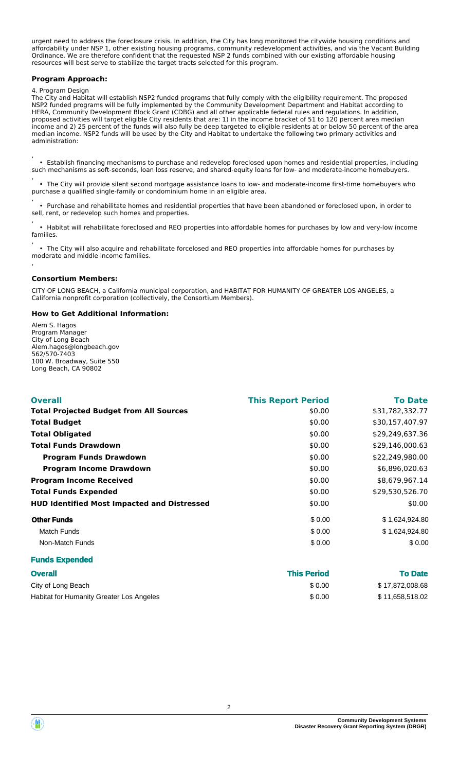urgent need to address the foreclosure crisis. In addition, the City has long monitored the citywide housing conditions and affordability under NSP 1, other existing housing programs, community redevelopment activities, and via the Vacant Building Ordinance. We are therefore confident that the requested NSP 2 funds combined with our existing affordable housing resources will best serve to stabilize the target tracts selected for this program.

**Program Approach:**

4. Program Design
The City and Habitat will establish NSP2 funded programs that fully comply with the eligibility requirement. The proposed NSP2 funded programs will be fully implemented by the Community Development Department and Habitat according to HERA, Community Development Block Grant (CDBG) and all other applicable federal rules and regulations. In addition, proposed activities will target eligible City residents that are: 1) in the income bracket of 51 to 120 percent area median income and 2) 25 percent of the funds will also fully be deep targeted to eligible residents at or below 50 percent of the area median income. NSP2 funds will be used by the City and Habitat to undertake the following two primary activities and administration:

- Establish financing mechanisms to purchase and redevelop foreclosed upon homes and residential properties, including such mechanisms as soft-seconds, loan loss reserve, and shared-equity loans for low- and moderate-income homebuyers.
- The City will provide silent second mortgage assistance loans to low- and moderate-income first-time homebuyers who purchase a qualified single-family or condominium home in an eligible area.
- Purchase and rehabilitate homes and residential properties that have been abandoned or foreclosed upon, in order to sell, rent, or redevelop such homes and properties.
- Habitat will rehabilitate foreclosed and REO properties into affordable homes for purchases by low and very-low income families.
- The City will also acquire and rehabilitate forcelosed and REO properties into affordable homes for purchases by moderate and middle income families.

**Consortium Members:**

CITY OF LONG BEACH, a California municipal corporation, and HABITAT FOR HUMANITY OF GREATER LOS ANGELES, a California nonprofit corporation (collectively, the Consortium Members).

**How to Get Additional Information:**

Alem S. Hagos
Program Manager
City of Long Beach
Alem.hagos@longbeach.gov
562/570-7403
100 W. Broadway, Suite 550
Long Beach, CA 90802

| Overall | This Report Period | To Date |
|---|---|---|
| **Total Projected Budget from All Sources** | $0.00 | $31,782,332.77 |
| **Total Budget** | $0.00 | $30,157,407.97 |
| **Total Obligated** | $0.00 | $29,249,637.36 |
| **Total Funds Drawdown** | $0.00 | $29,146,000.63 |
| **Program Funds Drawdown** | $0.00 | $22,249,980.00 |
| **Program Income Drawdown** | $0.00 | $6,896,020.63 |
| **Program Income Received** | $0.00 | $8,679,967.14 |
| **Total Funds Expended** | $0.00 | $29,530,526.70 |
| **HUD Identified Most Impacted and Distressed** | $0.00 | $0.00 |
| **Other Funds** | $ 0.00 | $ 1,624,924.80 |
| Match Funds | $ 0.00 | $ 1,624,924.80 |
| Non-Match Funds | $ 0.00 | $ 0.00 |

**Funds Expended**

| Overall | This Period | To Date |
|---|---|---|
| City of Long Beach | $ 0.00 | $ 17,872,008.68 |
| Habitat for Humanity Greater Los Angeles | $ 0.00 | $ 11,658,518.02 |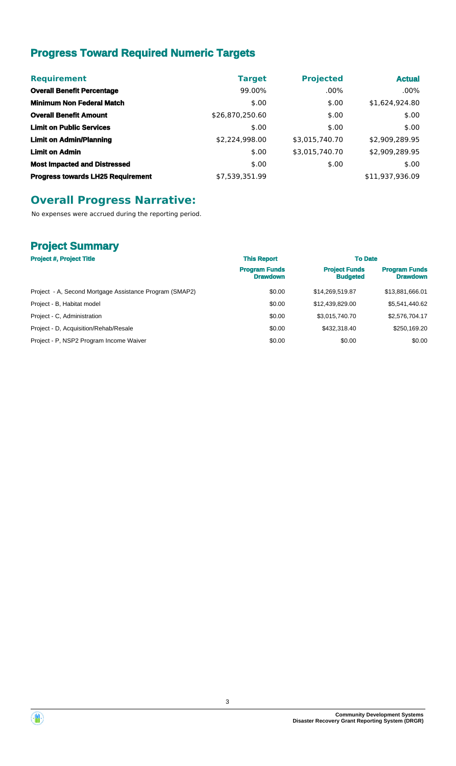## Progress Toward Required Numeric Targets

| Requirement | Target | Projected | Actual |
|---|---|---|---|
| **Overall Benefit Percentage** | 99.00% | .00% | .00% |
| **Minimum Non Federal Match** | $.00 | $.00 | $1,624,924.80 |
| **Overall Benefit Amount** | $26,870,250.60 | $.00 | $.00 |
| **Limit on Public Services** | $.00 | $.00 | $.00 |
| **Limit on Admin/Planning** | $2,224,998.00 | $3,015,740.70 | $2,909,289.95 |
| **Limit on Admin** | $.00 | $3,015,740.70 | $2,909,289.95 |
| **Most Impacted and Distressed** | $.00 | $.00 | $.00 |
| **Progress towards LH25 Requirement** | $7,539,351.99 | | $11,937,936.09 |

## Overall Progress Narrative:

No expenses were accrued during the reporting period.

## Project Summary

| Project #, Project Title | This Report | To Date | |
|---|---|---|---|
| | Program Funds Drawdown | Project Funds Budgeted | Program Funds Drawdown |
| Project - A, Second Mortgage Assistance Program (SMAP2) | $0.00 | $14,269,519.87 | $13,881,666.01 |
| Project - B, Habitat model | $0.00 | $12,439,829.00 | $5,541,440.62 |
| Project - C, Administration | $0.00 | $3,015,740.70 | $2,576,704.17 |
| Project - D, Acquisition/Rehab/Resale | $0.00 | $432,318.40 | $250,169.20 |
| Project - P, NSP2 Program Income Waiver | $0.00 | $0.00 | $0.00 |